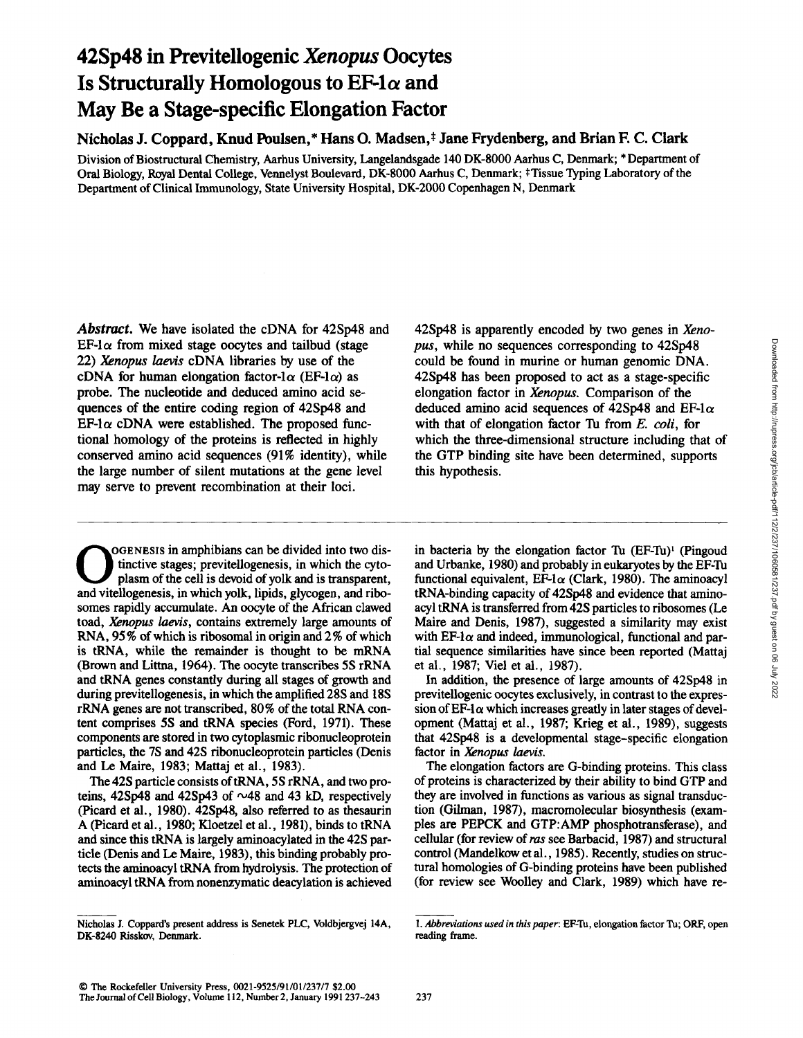# 42Sp48 in Previtellogenic *Xenopus* Oocytes Is Structurally Homologous to EF-1α and May Be a Stage-specific Elongation Factor

**Nicholas J. Coppard, Knud Poulsen,[*] Hans O. Madsen,[‡] Jane Frydenberg, and Brian F. C. Clark**

Division of Biostructural Chemistry, Aarhus University, Langelandsgade 140 DK-8000 Aarhus C, Denmark; [*] Department of Oral Biology, Royal Dental College, Vennelyst Boulevard, DK-8000 Aarhus C, Denmark; [‡] Tissue Typing Laboratory of the Department of Clinical Immunology, State University Hospital, DK-2000 Copenhagen N, Denmark

***Abstract.*** We have isolated the cDNA for 42Sp48 and EF-1α from mixed stage oocytes and tailbud (stage 22) *Xenopus laevis* cDNA libraries by use of the cDNA for human elongation factor-1α (EF-1α) as probe. The nucleotide and deduced amino acid sequences of the entire coding region of 42Sp48 and EF-1α cDNA were established. The proposed functional homology of the proteins is reflected in highly conserved amino acid sequences (91% identity), while the large number of silent mutations at the gene level may serve to prevent recombination at their loci. 42Sp48 is apparently encoded by two genes in *Xenopus*, while no sequences corresponding to 42Sp48 could be found in murine or human genomic DNA. 42Sp48 has been proposed to act as a stage-specific elongation factor in *Xenopus*. Comparison of the deduced amino acid sequences of 42Sp48 and EF-1α with that of elongation factor Tu from *E. coli*, for which the three-dimensional structure including that of the GTP binding site have been determined, supports this hypothesis.

Oogenesis in amphibians can be divided into two distinctive stages; previtellogenesis, in which the cytoplasm of the cell is devoid of yolk and is transparent, and vitellogenesis, in which yolk, lipids, glycogen, and ribosomes rapidly accumulate. An oocyte of the African clawed toad, *Xenopus laevis*, contains extremely large amounts of RNA, 95% of which is ribosomal in origin and 2% of which is tRNA, while the remainder is thought to be mRNA (Brown and Littna, 1964). The oocyte transcribes 5S rRNA and tRNA genes constantly during all stages of growth and during previtellogenesis, in which the amplified 28S and 18S rRNA genes are not transcribed, 80% of the total RNA content comprises 5S and tRNA species (Ford, 1971). These components are stored in two cytoplasmic ribonucleoprotein particles, the 7S and 42S ribonucleoprotein particles (Denis and Le Maire, 1983; Mattaj et al., 1983).

The 42S particle consists of tRNA, 5S rRNA, and two proteins, 42Sp48 and 42Sp43 of ~48 and 43 kD, respectively (Picard et al., 1980). 42Sp48, also referred to as thesaurin A (Picard et al., 1980; Kloetzel et al., 1981), binds to tRNA and since this tRNA is largely aminoacylated in the 42S particle (Denis and Le Maire, 1983), this binding probably protects the aminoacyl tRNA from hydrolysis. The protection of aminoacyl tRNA from nonenzymatic deacylation is achieved in bacteria by the elongation factor Tu (EF-Tu)[1] (Pingoud and Urbanke, 1980) and probably in eukaryotes by the EF-Tu functional equivalent, EF-1α (Clark, 1980). The aminoacyl tRNA-binding capacity of 42Sp48 and evidence that aminoacyl tRNA is transferred from 42S particles to ribosomes (Le Maire and Denis, 1987), suggested a similarity may exist with EF-1α and indeed, immunological, functional and partial sequence similarities have since been reported (Mattaj et al., 1987; Viel et al., 1987).

In addition, the presence of large amounts of 42Sp48 in previtellogenic oocytes exclusively, in contrast to the expression of EF-1α which increases greatly in later stages of development (Mattaj et al., 1987; Krieg et al., 1989), suggests that 42Sp48 is a developmental stage-specific elongation factor in *Xenopus laevis*.

The elongation factors are G-binding proteins. This class of proteins is characterized by their ability to bind GTP and they are involved in functions as various as signal transduction (Gilman, 1987), macromolecular biosynthesis (examples are PEPCK and GTP:AMP phosphotransferase), and cellular (for review of *ras* see Barbacid, 1987) and structural control (Mandelkow et al., 1985). Recently, studies on structural homologies of G-binding proteins have been published (for review see Woolley and Clark, 1989) which have re-

Nicholas J. Coppard's present address is Senetek PLC, Voldbjergvej 14A, DK-8240 Risskov, Denmark.

1. *Abbreviations used in this paper*: EF-Tu, elongation factor Tu; ORF, open reading frame.

© The Rockefeller University Press, 0021-9525/91/01/237/7 $2.00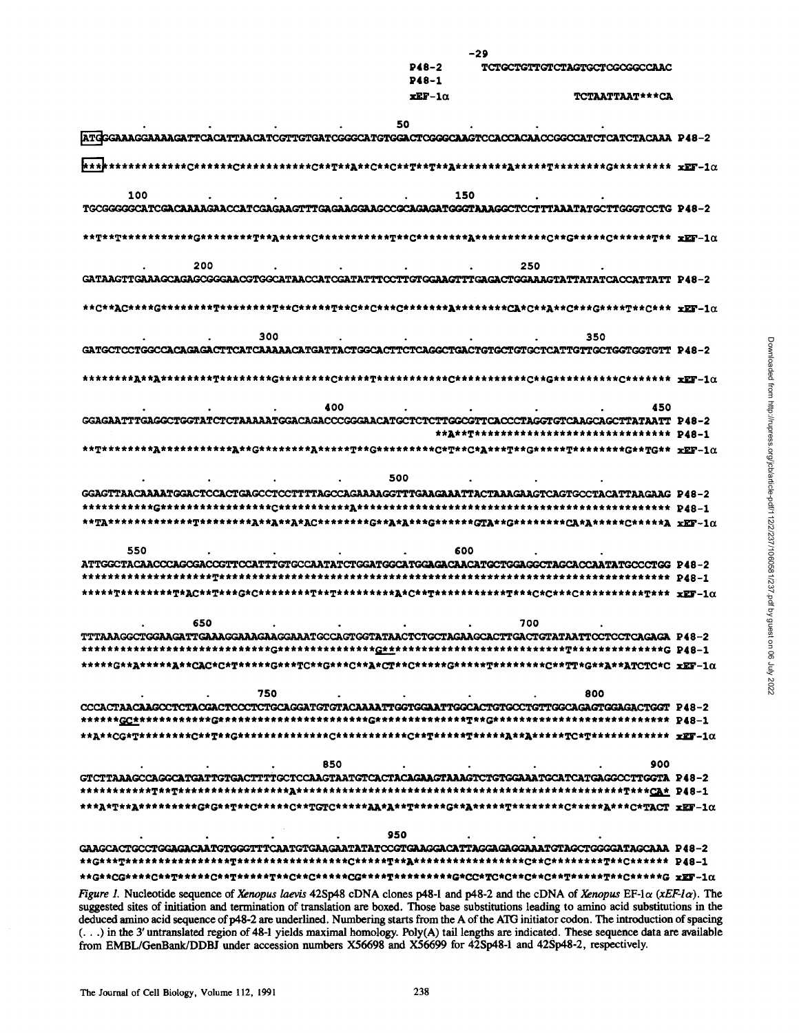```
                                              -29
                                   P48-2      TCTGCTGTTGTCTAGTGCTCGCGGCCAAC
                                   P48-1
                                   xEF-1α                          TCTAATTAAT***CA

   .         .         .         .         50        .         .         .
ATGGGAAAGGAAAAGATTCACATTAACATCGTTGTGATCGGGCATGTGGACTCGGGCAAGTCCACCACAACCGGCCATCTCATCTACAAA P48-2

*************C******C***********C**T**A**C**C**T**T**A*********A******T*********G********** xEF-1α

   100       .         .         .         150       .         .
TGCGGGGGCATCGACAAAAGAACCATCGAGAAGTTTGAGAAGGAAGCCGCAGAGATGGGTAAAGGCTCCTTTAAATATGCTTGGGTCCTG P48-2

**T**T************G*********T**A******C************T**C*********A************C**G*****C*******T** xEF-1α

   .         200       .         .         .         .         250       .
GATAAGTTGAAAGCAGAGCGGGAACGTGGCATAACCATCGATATTTCCTTGTGGAAGTTTGAGACTGGAAAGTATTATATCACCATTATT P48-2

**C**AC****G*********T*********T**C******T**C**C***C********A*********CA*C**A**C***G****T**C*** xEF-1α

   .         .         300       .         .         .         .         350
GATGCTCCTGGCCACAGAGACTTCATCAAAAACATGATTACTGGCACTTCTCAGGCTGACTGTGCTGTGCTCATTGTTGCTGGTGGTGTT P48-2

********A**A*********T*********G*********C******T************C************C**G***********C******** xEF-1α

   .         .         .         400       .         .         .         .         450
GGAGAATTTGAGGCTGGTATCTCTAAAAATGGACAGACCCGGGAACATGCTCTCTTGGCGTTCACCCTAGGTGTCAAGCAGCTTATAATT P48-2
                                                            **A**T******************************* P48-1
**T*********A************A**G*********A******T**G**********C*T**C*A***T**G*****T*********G**TG** xEF-1α

   .         .         .         .         500       .         .         .
GGAGTTAACAAAATGGACTCCACTGAGCCTCCTTTTAGCCAGAAAAGGTTTGAAGAAATTACTAAAGAAGTCAGTGCCTACATTAAGAAG P48-2
***********G******************C************A******************************************** P48-1
**TA*************T*********A**A**A*AC*********G**A*A***G*******GTA**G*********CA*A******C******A xEF-1α

   550       .         .         .         .         600       .         .
ATTGGCTACAACCCAGCGACCGTTCCATTTGTGCCAATATCTGGATGGCATGGAGACAACATGCTGGAGGCTAGCACCAATATGCCCTGG P48-2
*******************T******************************************************************** P48-1
*****T*********T*AC**T***G*C*********T**T**********A*C**T*************T***C*C***C***********T**** xEF-1α

   .         650       .         .         .         .         700       .
TTTAAAGGCTGGAAGATTGAAAGGAAAGAAGGAAATGCCAGTGGTATAACTCTGCTAGAAGCACTTGACTGTATAATTCCTCCTCAGAGA P48-2
******************************G****************G**************************T***************G P48-1
*****G**A******A**CAC*C*T******G***TC**G***C**A*CT**C******G******T*********C**TT*G**A**ATCTC*C xEF-1α

   .         .         750       .         .         .         .         800
CCCACTAACAAGCCTCTACGACTCCCTCTGCAGGATGTGTACAAAATTGGTGGAATTGGCACTGTGCCTGTTGGCAGAGTGGAGACTGGT P48-2
******GC*************G**********************G***************T**G***************************** P48-1
**A**CG*T*********C**T**G***************C************C**T******T******A**A******TC*T************* xEF-1α

   .         .         .         .         850       .         .         .         900
GTCTTAAAGCCAGGCATGATTGTGACTTTTGCTCCAAGTAATGTCACTACAGAAGTAAAGTCTGTGGAAATGCATCATGAGGCCTTGGTA P48-2
***********T**T******************A**********************************************T****CA* P48-1
***A*T**A*********G*G**T**C******C**TGTC******AA*A**T******G**A******T*********C******A***C*TACT xEF-1α

   .         .         .         .         .         950       .         .
GAAGCACTGCCTGGAGACAATGTGGGTTTCAATGTGAAGAATATATCCGTGAAGGACATTAGGAGAGGAAATGTAGCTGGGGATAGCAAA P48-2
**G***T*****************T*****************C******T**A*****************C**C*********T**C******* P48-1
**G**CG*****C**T******C**T*******T**C**C******CG*****T**********G*CC*TC*C**C**C**T******T**C******G xEF-1α
```

*Figure 1.* Nucleotide sequence of *Xenopus laevis* 42Sp48 cDNA clones p48-1 and p48-2 and the cDNA of *Xenopus* EF-1α (*xEF-1α*). The suggested sites of initiation and termination of translation are boxed. Those base substitutions leading to amino acid substitutions in the deduced amino acid sequence of p48-2 are underlined. Numbering starts from the A of the ATG initiator codon. The introduction of spacing (. . .) in the 3' untranslated region of 48-1 yields maximal homology. Poly(A) tail lengths are indicated. These sequence data are available from EMBL/GenBank/DDBJ under accession numbers X56698 and X56699 for 42Sp48-1 and 42Sp48-2, respectively.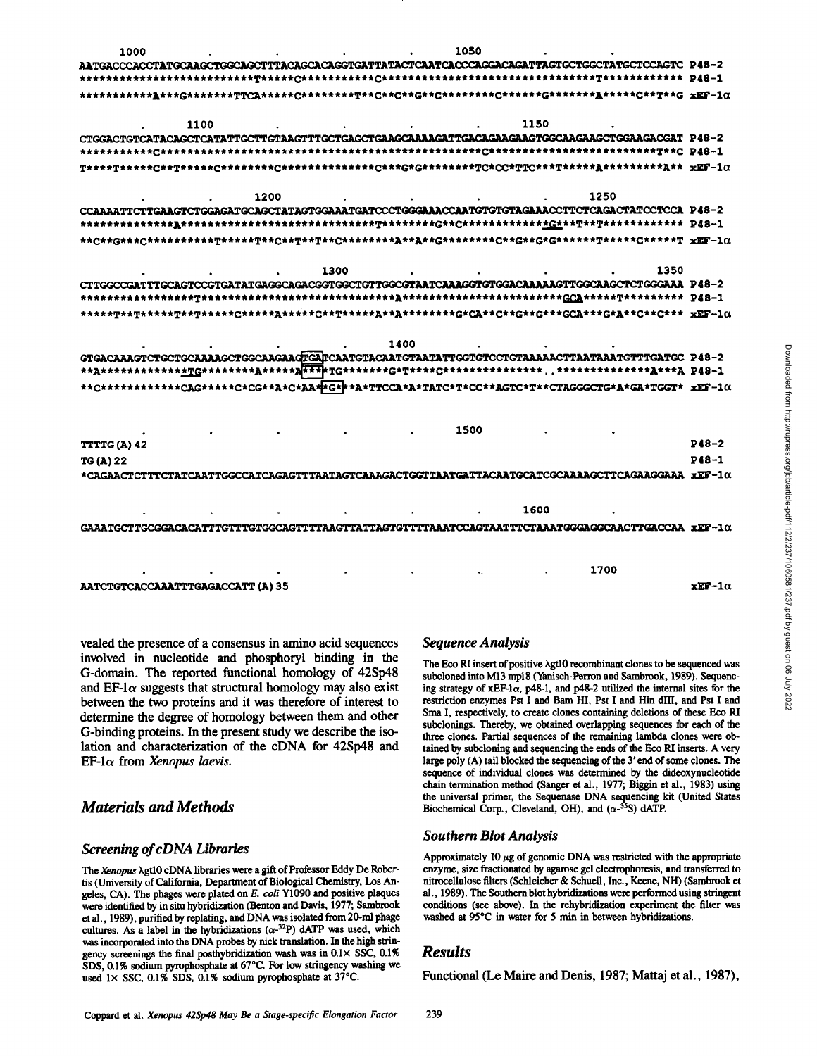```
   1000         .         .         .         .        1050         .         .
AATGACCCACCTATGCAAGCTGGCAGCTTTACAGCACAGGTGATTATACTCAATCACCCAGGACAGATTAGTGCTGGCTATGCTCCAGTC P48-2
**************************T*****C***********C***********************************T************* P48-1
***********A***G*******TTCA*****C*********T**C**C**G**C********C******G*******A*****C**T**G xEF-1α

   .      1100         .         .         .         .        1150         .
CTGGACTGTCATACAGCTCATATTGCTTGTAAGTTTGCTGAGCTGAAGCAAAAGATTGACAGAAGAAGTGGCAAGAAGCTGGAAGACGAT P48-2
**********C*********************************************************C*************************T**C P48-1
T****T*****C**T*****C*********C***************C***G*G*********TC*CC*TTC***T*****A*********A** xEF-1α

   .         .        1200         .         .         .         .        1250
CCAAAATTCTTGAAGTCTGGAGATGCAGCTATAGTGGAAATGATCCCTGGGAAACCAATGTGTGTAGAAACCTTCTCAGACTATCCTCCA P48-2
**************A***************************T********G**C*************G***T**T*********** P48-1
**C**G***C***********T*****T**C**T**T**C*********A**A**G*********C**G**G*G******T*****C*****T xEF-1α

   .         .         .        1300         .         .         .        1350
CTTGGCCGATTTGCAGTCCGTGATATGAGGCAGACGGTGGCTGTTGGCGTAATCAAAGGTGTGGACAAAAAGTTGGCAAGCTCTGGGAAA P48-2
****************T*********************************A***********************GCA*****T********* P48-1
*****T**T*****T**T*****C*****A*****C**T*****A**A*********G*CA**C**G**G***GCA***G*A**C**C*** xEF-1α

   .         .         .         .        1400         .         .         .
GTGACAAAGTCTGCTGCAAAAGCTGGCAAGAAGTGATCAATGTACAATGTAATATTGGTGTCCTGTAAAAACTTAATAAATGTTTGATGC P48-2
**A************TG********A*****A***TG*******G*T****C*****************..**************A***A P48-1
**C************CAG*****C*CG**A*C*AA*G***A*TTCCA*A*TATC*T*CC**AGTC*T**CTAGGGCTG*A*GA*TGGT* xEF-1α

   .         .         .         .         .        1500         .         .
TTTTG(A)42                                                                              P48-2
TG(A)22                                                                                 P48-1
*CAGAACTCTTTCTATCAATTGGCCATCAGAGTTTAATAGTCAAAGACTGGTTAATGATTACAATGCATCGCAAAAGCTTCAGAAGGAAA xEF-1α

   .         .         .         .         .         .        1600         .
GAAATGCTTGCGGACACATTTGTTTGTGGCAGTTTTAAGTTATTAGTGTTTTAAATCCAGTAATTTCTAAATGGGAGGCAACTTGACCAA xEF-1α

   .         .         .         .         .         .         .        1700
AATCTGTCACCAAATTTGAGACCATT(A)35                                                         xEF-1α
```

vealed the presence of a consensus in amino acid sequences involved in nucleotide and phosphoryl binding in the G-domain. The reported functional homology of 42Sp48 and EF-1α suggests that structural homology may also exist between the two proteins and it was therefore of interest to determine the degree of homology between them and other G-binding proteins. In the present study we describe the isolation and characterization of the cDNA for 42Sp48 and EF-1α from *Xenopus laevis*.

## Materials and Methods

### Screening of cDNA Libraries

The *Xenopus* λgt10 cDNA libraries were a gift of Professor Eddy De Robertis (University of California, Department of Biological Chemistry, Los Angeles, CA). The phages were plated on *E. coli* Y1090 and positive plaques were identified by in situ hybridization (Benton and Davis, 1977; Sambrook et al., 1989), purified by replating, and DNA was isolated from 20-ml phage cultures. As a label in the hybridizations ($\alpha$-$^{32}$P) dATP was used, which was incorporated into the DNA probes by nick translation. In the high stringency screenings the final posthybridization wash was in 0.1× SSC, 0.1% SDS, 0.1% sodium pyrophosphate at 67°C. For low stringency washing we used 1× SSC, 0.1% SDS, 0.1% sodium pyrophosphate at 37°C.

### Sequence Analysis

The Eco RI insert of positive λgt10 recombinant clones to be sequenced was subcloned into M13 mp18 (Yanisch-Perron and Sambrook, 1989). Sequencing strategy of xEF-1α, p48-1, and p48-2 utilized the internal sites for the restriction enzymes Pst I and Bam HI, Pst I and Hin dIII, and Pst I and Sma I, respectively, to create clones containing deletions of these Eco RI subclonings. Thereby, we obtained overlapping sequences for each of the three clones. Partial sequences of the remaining lambda clones were obtained by subcloning and sequencing the ends of the Eco RI inserts. A very large poly (A) tail blocked the sequencing of the 3′ end of some clones. The sequence of individual clones was determined by the dideoxynucleotide chain termination method (Sanger et al., 1977; Biggin et al., 1983) using the universal primer, the Sequenase DNA sequencing kit (United States Biochemical Corp., Cleveland, OH), and ($\alpha$-$^{35}$S) dATP.

### Southern Blot Analysis

Approximately 10 μg of genomic DNA was restricted with the appropriate enzyme, size fractionated by agarose gel electrophoresis, and transferred to nitrocellulose filters (Schleicher & Schuell, Inc., Keene, NH) (Sambrook et al., 1989). The Southern blot hybridizations were performed using stringent conditions (see above). In the rehybridization experiment the filter was washed at 95°C in water for 5 min in between hybridizations.

## Results

Functional (Le Maire and Denis, 1987; Mattaj et al., 1987),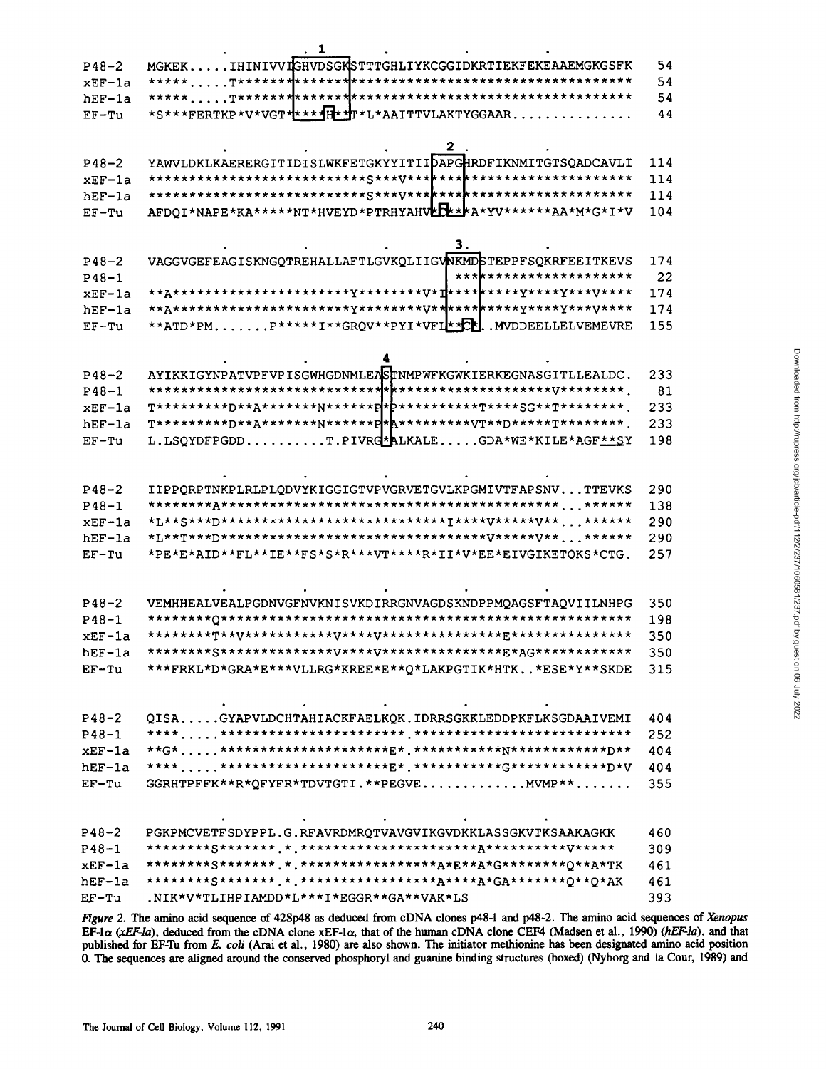```
                       . 1     .         .         .         .
P48-2   MGKEK.....IHINIVVIGHVDSGKSTTTGHLIYKCGGIDKRTIEKFEKEAAEMGKGSFK   54
xEF-1a  *****.....T*************************************************   54
hEF-1a  *****.....T*************************************************   54
EF-Tu   *S***FERTKP*V*VGT****H**T*L*AAITTVLAKTYGGAAR..............   44

             .         .         .         .  2 .        .
P48-2   YAWVLDKLKAERERGITIDISLWKFETGKYYITIIDAPGHRDFIKNMITGTSQADCAVLI  114
xEF-1a  **************************S***V*****************************  114
hEF-1a  **************************S***V*****************************  114
EF-Tu   AFDQI*NAPE*KA*****NT*HVEYD*PTRHYAHV*C***A*YV******AA*M*G*I*V  104

             .         .         .         .   3.       .
P48-2   VAGGVGEFEAGISKNGQTREHALLAFTLGVKQLIIGVNKMDSTEPPFSQKRFEEITKEVS  174
P48-1                                           *********************   22
xEF-1a  **A*********************Y********V*I************Y****Y***V****  174
hEF-1a  **A*********************Y********V*************Y****Y***V****  174
EF-Tu   **ATD*PM.......P*****I**GRQV**PYI*VFL**C*..MVDDEELLELVEMEVRE  155

             .         .          4         .         .
P48-2   AYIKKIGYNPATVPFVPISGWHGDNMLEASTNMPWFKGWKIERKEGNASGITLLEALDC.  233
P48-1   *****************************************************V*********.   81
xEF-1a  T*********D**A*******N******P*P**********T****SG**T********.  233
hEF-1a  T*********D**A*******N******P*A**********VT**D*****T********.  233
EF-Tu   L.LSQYDFPGDD.........T.PIVRG*ALKALE.....GDA*WE*KILE*AGF**SY  198

             .         .         .         .         .
P48-2   IIPPQRPTNKPLRLPLQDVYKIGGIGTVPVGRVETGVLKPGMIVTFAPSNV...TTEVKS  290
P48-1   ********A******************************************...******  138
xEF-1a  *L**S***D****************************I*****V*****V**...******  290
hEF-1a  *L**T***D*******************************V*****V**...******  290
EF-Tu   *PE*E*AID**FL**IE**FS*S*R***VT****R*II*V*EE*EIVGIKETQKS*CTG.  257

             .         .         .         .         .
P48-2   VEMHHEALVEALPGDNVGFNVKNISVKDIRRGNVAGDSKNDPPMQAGSFTAQVIILNHPG  350
P48-1   *******Q****************************************************  198
xEF-1a  *******T**V**********V****V**************E****************  350
hEF-1a  *******S*************V****V**************E*AG**************  350
EF-Tu   ***FRKL*D*GRA*E***VLLRG*KREE*E**Q*LAKPGTIK*HTK..*ESE*Y**SKDE  315

             .         .         .         .         .
P48-2   QISA.....GYAPVLDCHTAHIACKFAELKQK.IDRRSGKKLEDDPKFLKSGDAAIVEMI  404
P48-1   ****.....**********************.**************************  252
xEF-1a  **G*.....******************E*.************N************D**  404
hEF-1a  ****.....*****************E*.************G************D*V  404
EF-Tu   GGRHTPFFK**R*QFYFR*TDVTGTI.**PEGVE.............MVMP**.......  355

             .         .         .         .         .
P48-2   PGKPMCVETFSDYPPL.G.RFAVRDMRQTVAVGVIKGVDKKLASSGKVTKSAAKAGKK  460
P48-1   ********S*******.*.********************A**********V*****  309
xEF-1a  ********S*******.*.*****************A*E**A*G********Q**A*TK  461
hEF-1a  ********S*******.*.*****************A****A*GA*******Q**Q*AK  461
EF-Tu   .NIK*V*TLIHPIAMDD*L***I*EGGR**GA**VAK*LS                     393
```

*Figure 2.* The amino acid sequence of 42Sp48 as deduced from cDNA clones p48-1 and p48-2. The amino acid sequences of *Xenopus* EF-1α (*xEF-1a*), deduced from the cDNA clone xEF-1α, that of the human cDNA clone CEF4 (Madsen et al., 1990) (*hEF-1a*), and that published for EF-Tu from *E. coli* (Arai et al., 1980) are also shown. The initiator methionine has been designated amino acid position 0. The sequences are aligned around the conserved phosphoryl and guanine binding structures (boxed) (Nyborg and la Cour, 1989) and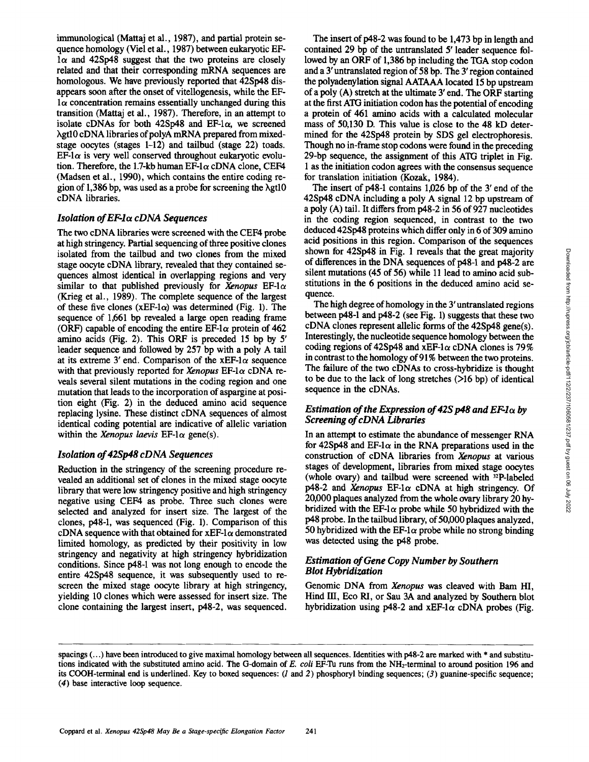immunological (Mattaj et al., 1987), and partial protein sequence homology (Viel et al., 1987) between eukaryotic EF-1α and 42Sp48 suggest that the two proteins are closely related and that their corresponding mRNA sequences are homologous. We have previously reported that 42Sp48 disappears soon after the onset of vitellogenesis, while the EF-1α concentration remains essentially unchanged during this transition (Mattaj et al., 1987). Therefore, in an attempt to isolate cDNAs for both 42Sp48 and EF-1α, we screened λgt10 cDNA libraries of polyA mRNA prepared from mixed-stage oocytes (stages 1–12) and tailbud (stage 22) toads. EF-1α is very well conserved throughout eukaryotic evolution. Therefore, the 1.7-kb human EF-1α cDNA clone, CEF4 (Madsen et al., 1990), which contains the entire coding region of 1,386 bp, was used as a probe for screening the λgt10 cDNA libraries.

### *Isolation of EF-1α cDNA Sequences*

The two cDNA libraries were screened with the CEF4 probe at high stringency. Partial sequencing of three positive clones isolated from the tailbud and two clones from the mixed stage oocyte cDNA library, revealed that they contained sequences almost identical in overlapping regions and very similar to that published previously for *Xenopus* EF-1α (Krieg et al., 1989). The complete sequence of the largest of these five clones (xEF-1α) was determined (Fig. 1). The sequence of 1,661 bp revealed a large open reading frame (ORF) capable of encoding the entire EF-1α protein of 462 amino acids (Fig. 2). This ORF is preceded 15 bp by 5′ leader sequence and followed by 257 bp with a poly A tail at its extreme 3′ end. Comparison of the xEF-1α sequence with that previously reported for *Xenopus* EF-1α cDNA reveals several silent mutations in the coding region and one mutation that leads to the incorporation of aspargine at position eight (Fig. 2) in the deduced amino acid sequence replacing lysine. These distinct cDNA sequences of almost identical coding potential are indicative of allelic variation within the *Xenopus laevis* EF-1α gene(s).

### *Isolation of 42Sp48 cDNA Sequences*

Reduction in the stringency of the screening procedure revealed an additional set of clones in the mixed stage oocyte library that were low stringency positive and high stringency negative using CEF4 as probe. Three such clones were selected and analyzed for insert size. The largest of the clones, p48-1, was sequenced (Fig. 1). Comparison of this cDNA sequence with that obtained for xEF-1α demonstrated limited homology, as predicted by their positivity in low stringency and negativity at high stringency hybridization conditions. Since p48-1 was not long enough to encode the entire 42Sp48 sequence, it was subsequently used to rescreen the mixed stage oocyte library at high stringency, yielding 10 clones which were assessed for insert size. The clone containing the largest insert, p48-2, was sequenced.

The insert of p48-2 was found to be 1,473 bp in length and contained 29 bp of the untranslated 5′ leader sequence followed by an ORF of 1,386 bp including the TGA stop codon and a 3′ untranslated region of 58 bp. The 3′ region contained the polyadenylation signal AATAAA located 15 bp upstream of a poly (A) stretch at the ultimate 3′ end. The ORF starting at the first ATG initiation codon has the potential of encoding a protein of 461 amino acids with a calculated molecular mass of 50,130 D. This value is close to the 48 kD determined for the 42Sp48 protein by SDS gel electrophoresis. Though no in-frame stop codons were found in the preceding 29-bp sequence, the assignment of this ATG triplet in Fig. 1 as the initiation codon agrees with the consensus sequence for translation initiation (Kozak, 1984).

The insert of p48-1 contains 1,026 bp of the 3′ end of the 42Sp48 cDNA including a poly A signal 12 bp upstream of a poly (A) tail. It differs from p48-2 in 56 of 927 nucleotides in the coding region sequenced, in contrast to the two deduced 42Sp48 proteins which differ only in 6 of 309 amino acid positions in this region. Comparison of the sequences shown for 42Sp48 in Fig. 1 reveals that the great majority of differences in the DNA sequences of p48-1 and p48-2 are silent mutations (45 of 56) while 11 lead to amino acid substitutions in the 6 positions in the deduced amino acid sequence.

The high degree of homology in the 3′ untranslated regions between p48-1 and p48-2 (see Fig. 1) suggests that these two cDNA clones represent allelic forms of the 42Sp48 gene(s). Interestingly, the nucleotide sequence homology between the coding regions of 42Sp48 and xEF-1α cDNA clones is 79% in contrast to the homology of 91% between the two proteins. The failure of the two cDNAs to cross-hybridize is thought to be due to the lack of long stretches (>16 bp) of identical sequence in the cDNAs.

### *Estimation of the Expression of 42S p48 and EF-1α by Screening of cDNA Libraries*

In an attempt to estimate the abundance of messenger RNA for 42Sp48 and EF-1α in the RNA preparations used in the construction of cDNA libraries from *Xenopus* at various stages of development, libraries from mixed stage oocytes (whole ovary) and tailbud were screened with $^{32}$P-labeled p48-2 and *Xenopus* EF-1α cDNA at high stringency. Of 20,000 plaques analyzed from the whole ovary library 20 hybridized with the EF-1α probe while 50 hybridized with the p48 probe. In the tailbud library, of 50,000 plaques analyzed, 50 hybridized with the EF-1α probe while no strong binding was detected using the p48 probe.

### *Estimation of Gene Copy Number by Southern Blot Hybridization*

Genomic DNA from *Xenopus* was cleaved with Bam HI, Hind III, Eco RI, or Sau 3A and analyzed by Southern blot hybridization using p48-2 and xEF-1α cDNA probes (Fig.

---

spacings (...) have been introduced to give maximal homology between all sequences. Identities with p48-2 are marked with * and substitutions indicated with the substituted amino acid. The G-domain of *E. coli* EF-Tu runs from the $NH_2$-terminal to around position 196 and its COOH-terminal end is underlined. Key to boxed sequences: (*1* and *2*) phosphoryl binding sequences; (*3*) guanine-specific sequence; (*4*) base interactive loop sequence.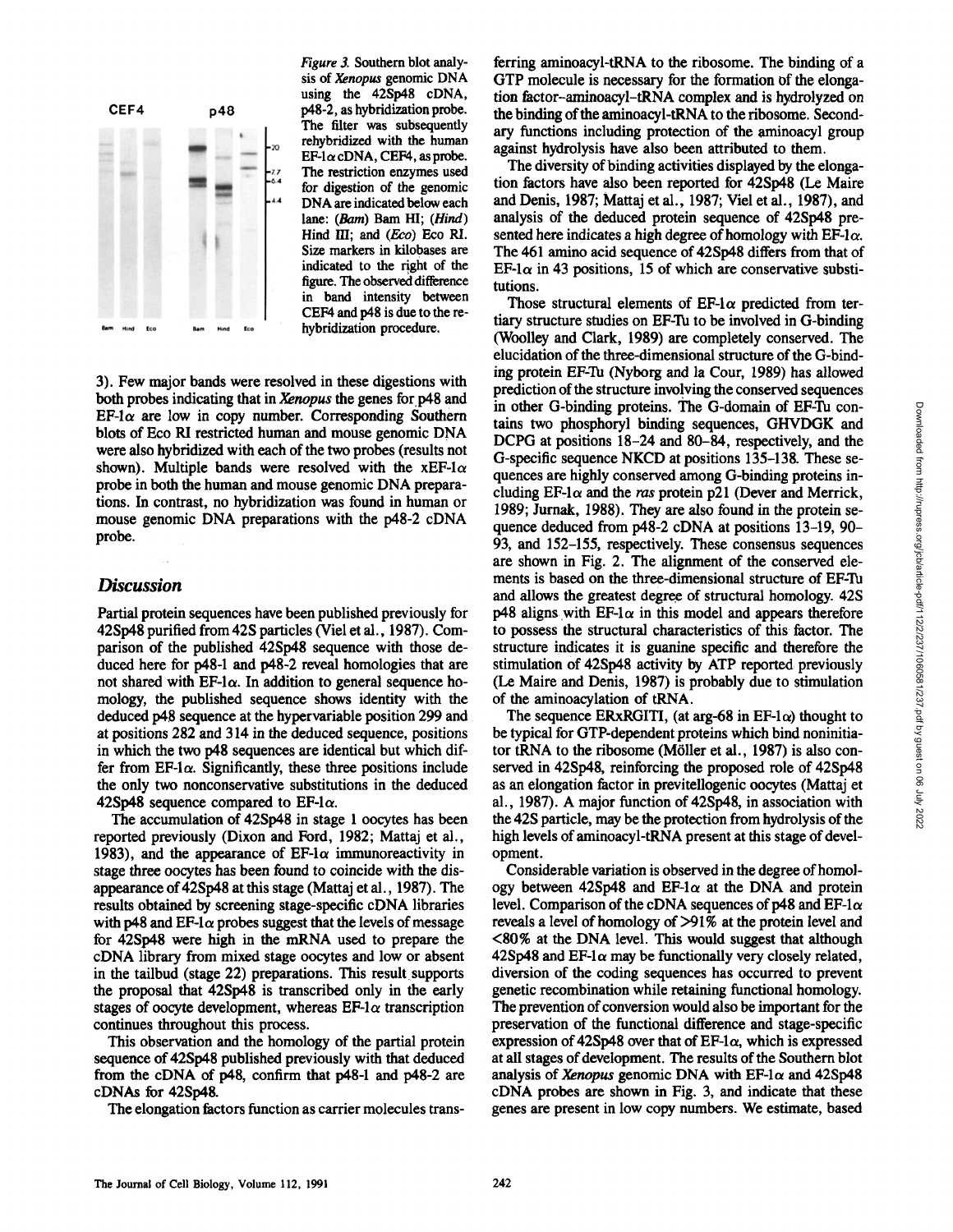*Figure 3.* Southern blot analysis of *Xenopus* genomic DNA using the 42Sp48 cDNA, p48-2, as hybridization probe. The filter was subsequently rehybridized with the human EF-1α cDNA, CEF4, as probe. The restriction enzymes used for digestion of the genomic DNA are indicated below each lane: (*Bam*) Bam HI; (*Hind*) Hind III; and (*Eco*) Eco RI. Size markers in kilobases are indicated to the right of the figure. The observed difference in band intensity between CEF4 and p48 is due to the rehybridization procedure.

3). Few major bands were resolved in these digestions with both probes indicating that in *Xenopus* the genes for p48 and EF-1α are low in copy number. Corresponding Southern blots of Eco RI restricted human and mouse genomic DNA were also hybridized with each of the two probes (results not shown). Multiple bands were resolved with the xEF-1α probe in both the human and mouse genomic DNA preparations. In contrast, no hybridization was found in human or mouse genomic DNA preparations with the p48-2 cDNA probe.

## Discussion

Partial protein sequences have been published previously for 42Sp48 purified from 42S particles (Viel et al., 1987). Comparison of the published 42Sp48 sequence with those deduced here for p48-1 and p48-2 reveal homologies that are not shared with EF-1α. In addition to general sequence homology, the published sequence shows identity with the deduced p48 sequence at the hypervariable position 299 and at positions 282 and 314 in the deduced sequence, positions in which the two p48 sequences are identical but which differ from EF-1α. Significantly, these three positions include the only two nonconservative substitutions in the deduced 42Sp48 sequence compared to EF-1α.

The accumulation of 42Sp48 in stage 1 oocytes has been reported previously (Dixon and Ford, 1982; Mattaj et al., 1983), and the appearance of EF-1α immunoreactivity in stage three oocytes has been found to coincide with the disappearance of 42Sp48 at this stage (Mattaj et al., 1987). The results obtained by screening stage-specific cDNA libraries with p48 and EF-1α probes suggest that the levels of message for 42Sp48 were high in the mRNA used to prepare the cDNA library from mixed stage oocytes and low or absent in the tailbud (stage 22) preparations. This result supports the proposal that 42Sp48 is transcribed only in the early stages of oocyte development, whereas EF-1α transcription continues throughout this process.

This observation and the homology of the partial protein sequence of 42Sp48 published previously with that deduced from the cDNA of p48, confirm that p48-1 and p48-2 are cDNAs for 42Sp48.

The elongation factors function as carrier molecules transferring aminoacyl-tRNA to the ribosome. The binding of a GTP molecule is necessary for the formation of the elongation factor–aminoacyl–tRNA complex and is hydrolyzed on the binding of the aminoacyl-tRNA to the ribosome. Secondary functions including protection of the aminoacyl group against hydrolysis have also been attributed to them.

The diversity of binding activities displayed by the elongation factors have also been reported for 42Sp48 (Le Maire and Denis, 1987; Mattaj et al., 1987; Viel et al., 1987), and analysis of the deduced protein sequence of 42Sp48 presented here indicates a high degree of homology with EF-1α. The 461 amino acid sequence of 42Sp48 differs from that of EF-1α in 43 positions, 15 of which are conservative substitutions.

Those structural elements of EF-1α predicted from tertiary structure studies on EF-Tu to be involved in G-binding (Woolley and Clark, 1989) are completely conserved. The elucidation of the three-dimensional structure of the G-binding protein EF-Tu (Nyborg and la Cour, 1989) has allowed prediction of the structure involving the conserved sequences in other G-binding proteins. The G-domain of EF-Tu contains two phosphoryl binding sequences, GHVDGK and DCPG at positions 18–24 and 80–84, respectively, and the G-specific sequence NKCD at positions 135–138. These sequences are highly conserved among G-binding proteins including EF-1α and the *ras* protein p21 (Dever and Merrick, 1989; Jurnak, 1988). They are also found in the protein sequence deduced from p48-2 cDNA at positions 13–19, 90–93, and 152–155, respectively. These consensus sequences are shown in Fig. 2. The alignment of the conserved elements is based on the three-dimensional structure of EF-Tu and allows the greatest degree of structural homology. 42S p48 aligns with EF-1α in this model and appears therefore to possess the structural characteristics of this factor. The structure indicates it is guanine specific and therefore the stimulation of 42Sp48 activity by ATP reported previously (Le Maire and Denis, 1987) is probably due to stimulation of the aminoacylation of tRNA.

The sequence ERxRGITI, (at arg-68 in EF-1α) thought to be typical for GTP-dependent proteins which bind noninitiator tRNA to the ribosome (Möller et al., 1987) is also conserved in 42Sp48, reinforcing the proposed role of 42Sp48 as an elongation factor in previtellogenic oocytes (Mattaj et al., 1987). A major function of 42Sp48, in association with the 42S particle, may be the protection from hydrolysis of the high levels of aminoacyl-tRNA present at this stage of development.

Considerable variation is observed in the degree of homology between 42Sp48 and EF-1α at the DNA and protein level. Comparison of the cDNA sequences of p48 and EF-1α reveals a level of homology of >91% at the protein level and <80% at the DNA level. This would suggest that although 42Sp48 and EF-1α may be functionally very closely related, diversion of the coding sequences has occurred to prevent genetic recombination while retaining functional homology. The prevention of conversion would also be important for the preservation of the functional difference and stage-specific expression of 42Sp48 over that of EF-1α, which is expressed at all stages of development. The results of the Southern blot analysis of *Xenopus* genomic DNA with EF-1α and 42Sp48 cDNA probes are shown in Fig. 3, and indicate that these genes are present in low copy numbers. We estimate, based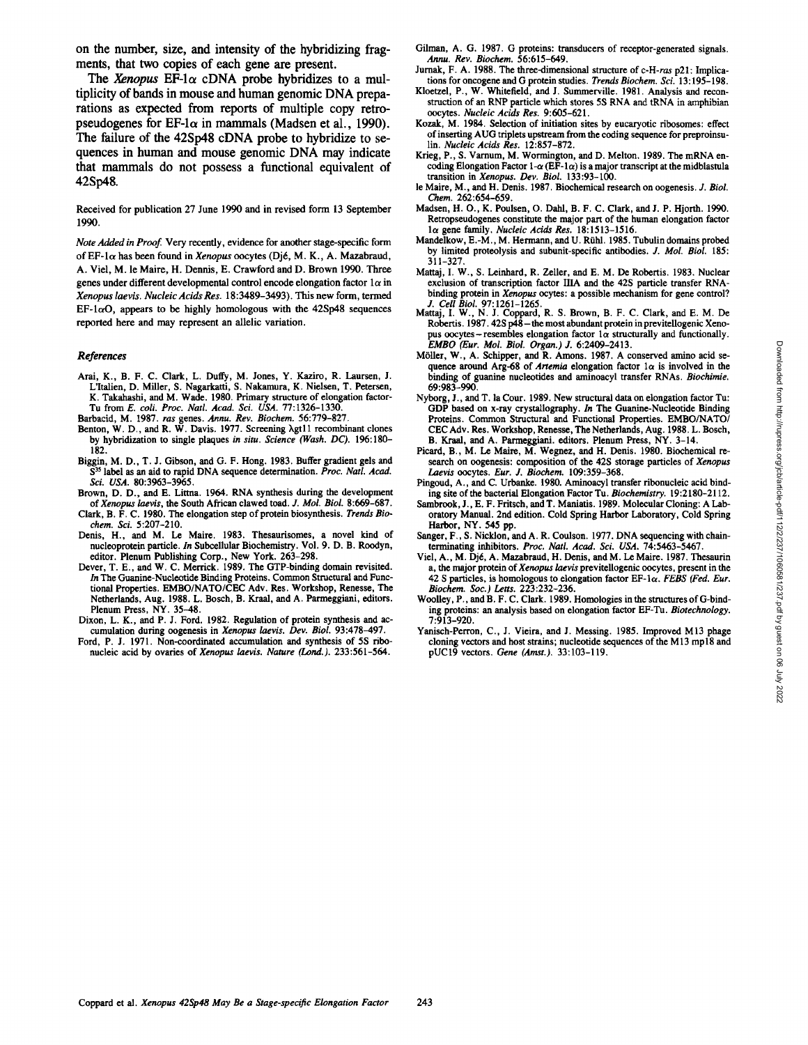on the number, size, and intensity of the hybridizing fragments, that two copies of each gene are present.

The *Xenopus* EF-1α cDNA probe hybridizes to a multiplicity of bands in mouse and human genomic DNA preparations as expected from reports of multiple copy retropseudogenes for EF-1α in mammals (Madsen et al., 1990). The failure of the 42Sp48 cDNA probe to hybridize to sequences in human and mouse genomic DNA may indicate that mammals do not possess a functional equivalent of 42Sp48.

Received for publication 27 June 1990 and in revised form 13 September 1990.

*Note Added in Proof.* Very recently, evidence for another stage-specific form of EF-1α has been found in *Xenopus* oocytes (Djé, M. K., A. Mazabraud, A. Viel, M. le Maire, H. Dennis, E. Crawford and D. Brown 1990. Three genes under different developmental control encode elongation factor 1α in *Xenopus laevis*. *Nucleic Acids Res.* 18:3489–3493). This new form, termed EF-1αO, appears to be highly homologous with the 42Sp48 sequences reported here and may represent an allelic variation.

## *References*

Arai, K., B. F. C. Clark, L. Duffy, M. Jones, Y. Kaziro, R. Laursen, J. L'Italien, D. Miller, S. Nagarkatti, S. Nakamura, K. Nielsen, T. Petersen, K. Takahashi, and M. Wade. 1980. Primary structure of elongation factor-Tu from *E. coli*. *Proc. Natl. Acad. Sci. USA.* 77:1326–1330.

Barbacid, M. 1987. *ras* genes. *Annu. Rev. Biochem.* 56:779–827.

Benton, W. D., and R. W. Davis. 1977. Screening λgt11 recombinant clones by hybridization to single plaques *in situ*. *Science (Wash. DC).* 196:180–182.

Biggin, M. D., T. J. Gibson, and G. F. Hong. 1983. Buffer gradient gels and $S^{35}$ label as an aid to rapid DNA sequence determination. *Proc. Natl. Acad. Sci. USA.* 80:3963–3965.

Brown, D. D., and E. Littna. 1964. RNA synthesis during the development of *Xenopus laevis*, the South African clawed toad. *J. Mol. Biol.* 8:669–687.

Clark, B. F. C. 1980. The elongation step of protein biosynthesis. *Trends Biochem. Sci.* 5:207–210.

Denis, H., and M. Le Maire. 1983. Thesaurisomes, a novel kind of nucleoprotein particle. *In* Subcellular Biochemistry. Vol. 9. D. B. Roodyn, editor. Plenum Publishing Corp., New York. 263–298.

Dever, T. E., and W. C. Merrick. 1989. The GTP-binding domain revisited. *In* The Guanine-Nucleotide Binding Proteins. Common Structural and Functional Properties. EMBO/NATO/CEC Adv. Res. Workshop, Renesse, The Netherlands, Aug. 1988. L. Bosch, B. Kraal, and A. Parmeggiani, editors. Plenum Press, NY. 35–48.

Dixon, L. K., and P. J. Ford. 1982. Regulation of protein synthesis and accumulation during oogenesis in *Xenopus laevis*. *Dev. Biol.* 93:478–497.

Ford, P. J. 1971. Non-coordinated accumulation and synthesis of 5S ribonucleic acid by ovaries of *Xenopus laevis*. *Nature (Lond.).* 233:561–564.

Gilman, A. G. 1987. G proteins: transducers of receptor-generated signals. *Annu. Rev. Biochem.* 56:615–649.

Jurnak, F. A. 1988. The three-dimensional structure of c-H-*ras* p21: Implications for oncogene and G protein studies. *Trends Biochem. Sci.* 13:195–198.

Kloetzel, P., W. Whitefield, and J. Summerville. 1981. Analysis and reconstruction of an RNP particle which stores 5S RNA and tRNA in amphibian oocytes. *Nucleic Acids Res.* 9:605–621.

Kozak, M. 1984. Selection of initiation sites by eucaryotic ribosomes: effect of inserting AUG triplets upstream from the coding sequence for preproinsulin. *Nucleic Acids Res.* 12:857–872.

Krieg, P., S. Varnum, M. Wormington, and D. Melton. 1989. The mRNA encoding Elongation Factor 1-α (EF-1α) is a major transcript at the midblastula transition in *Xenopus*. *Dev. Biol.* 133:93–100.

le Maire, M., and H. Denis. 1987. Biochemical research on oogenesis. *J. Biol. Chem.* 262:654–659.

Madsen, H. O., K. Poulsen, O. Dahl, B. F. C. Clark, and J. P. Hjorth. 1990. Retropseudogenes constitute the major part of the human elongation factor 1α gene family. *Nucleic Acids Res.* 18:1513–1516.

Mandelkow, E.-M., M. Hermann, and U. Rühl. 1985. Tubulin domains probed by limited proteolysis and subunit-specific antibodies. *J. Mol. Biol.* 185: 311–327.

Mattaj, I. W., S. Leinhard, R. Zeller, and E. M. De Robertis. 1983. Nuclear exclusion of transcription factor IIIA and the 42S particle transfer RNA-binding protein in *Xenopus* ocytes: a possible mechanism for gene control? *J. Cell Biol.* 97:1261–1265.

Mattaj, I. W., N. J. Coppard, R. S. Brown, B. F. C. Clark, and E. M. De Robertis. 1987. 42S p48–the most abundant protein in previtellogenic Xenopus oocytes–resembles elongation factor 1α structurally and functionally. *EMBO (Eur. Mol. Biol. Organ.) J.* 6:2409–2413.

Möller, W., A. Schipper, and R. Amons. 1987. A conserved amino acid sequence around Arg-68 of *Artemia* elongation factor 1α is involved in the binding of guanine nucleotides and aminoacyl transfer RNAs. *Biochimie.* 69:983–990.

Nyborg, J., and T. la Cour. 1989. New structural data on elongation factor Tu: GDP based on x-ray crystallography. *In* The Guanine-Nucleotide Binding Proteins. Common Structural and Functional Properties. EMBO/NATO/CEC Adv. Res. Workshop, Renesse, The Netherlands, Aug. 1988. L. Bosch, B. Kraal, and A. Parmeggiani. editors. Plenum Press, NY. 3–14.

Picard, B., M. Le Maire, M. Wegnez, and H. Denis. 1980. Biochemical research on oogenesis: composition of the 42S storage particles of *Xenopus Laevis* oocytes. *Eur. J. Biochem.* 109:359–368.

Pingoud, A., and C. Urbanke. 1980. Aminoacyl transfer ribonucleic acid binding site of the bacterial Elongation Factor Tu. *Biochemistry.* 19:2180–2112.

Sambrook, J., E. F. Fritsch, and T. Maniatis. 1989. Molecular Cloning: A Laboratory Manual. 2nd edition. Cold Spring Harbor Laboratory, Cold Spring Harbor, NY. 545 pp.

Sanger, F., S. Nicklon, and A. R. Coulson. 1977. DNA sequencing with chain-terminating inhibitors. *Proc. Natl. Acad. Sci. USA.* 74:5463–5467.

Viel, A., M. Djé, A. Mazabraud, H. Denis, and M. Le Maire. 1987. Thesaurin a, the major protein of *Xenopus laevis* previtellogenic oocytes, present in the 42 S particles, is homologous to elongation factor EF-1α. *FEBS (Fed. Eur. Biochem. Soc.) Letts.* 223:232–236.

Woolley, P., and B. F. C. Clark. 1989. Homologies in the structures of G-binding proteins: an analysis based on elongation factor EF-Tu. *Biotechnology.* 7:913–920.

Yanisch-Perron, C., J. Vieira, and J. Messing. 1985. Improved M13 phage cloning vectors and host strains; nucleotide sequences of the M13 mp18 and pUC19 vectors. *Gene (Amst.).* 33:103–119.